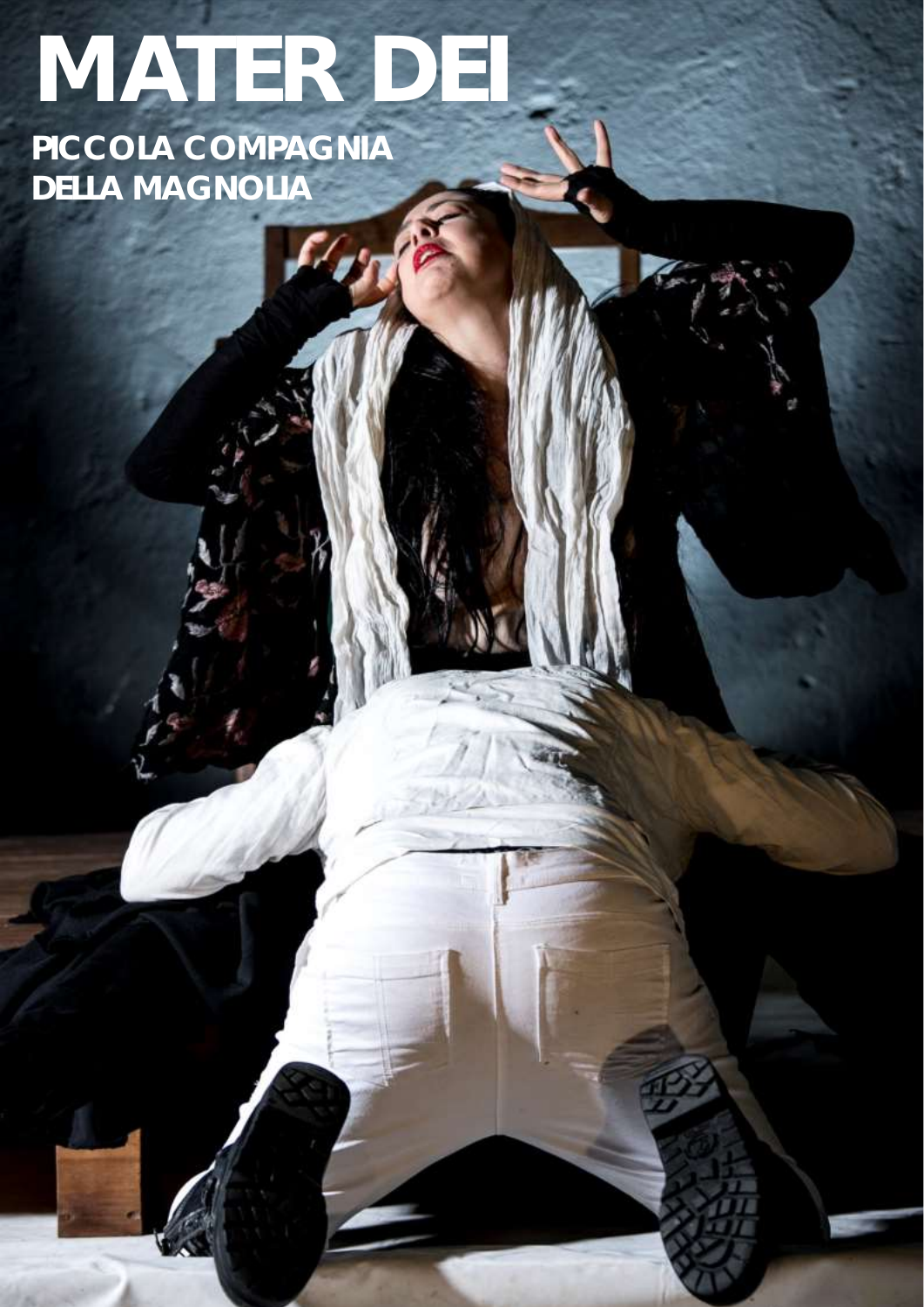# MATER DEI

**PICCOLA COMPAGNIA DELLA MAGNOLIA**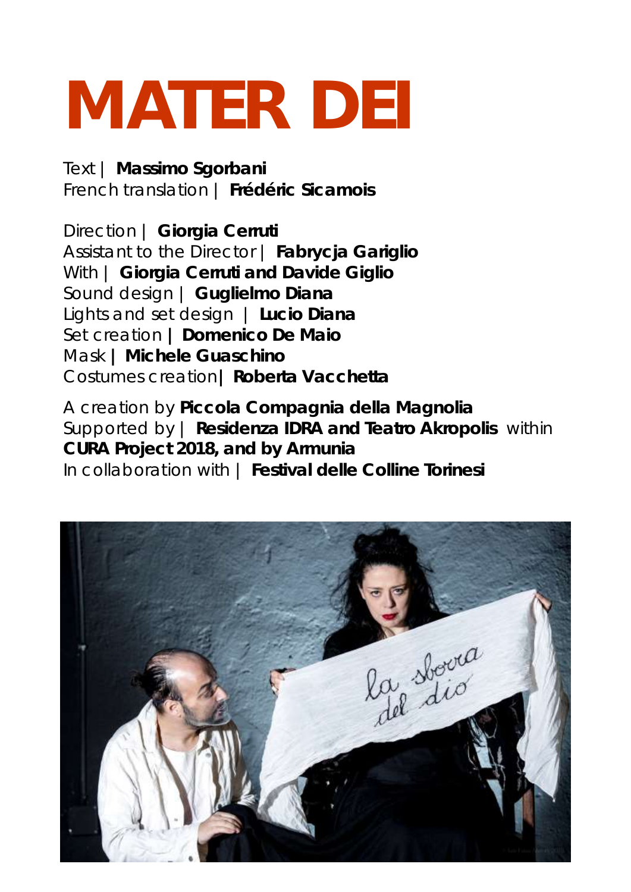# MATER DEI

Text | **Massimo Sgorbani**
French translation | **Frédéric Sicamois**

Direction | **Giorgia Cerruti**
Assistant to the Director | **Fabrycja Gariglio**
With | **Giorgia Cerruti and Davide Giglio**
Sound design | **Guglielmo Diana**
Lights and set design | **Lucio Diana**
Set creation **| Domenico De Maio**
Mask **| Michele Guaschino**
Costumes creation**| Roberta Vacchetta**

A creation by **Piccola Compagnia della Magnolia**
Supported by | **Residenza IDRA and Teatro Akropolis** within **CURA Project 2018, and by Armunia**
In collaboration with | **Festival delle Colline Torinesi**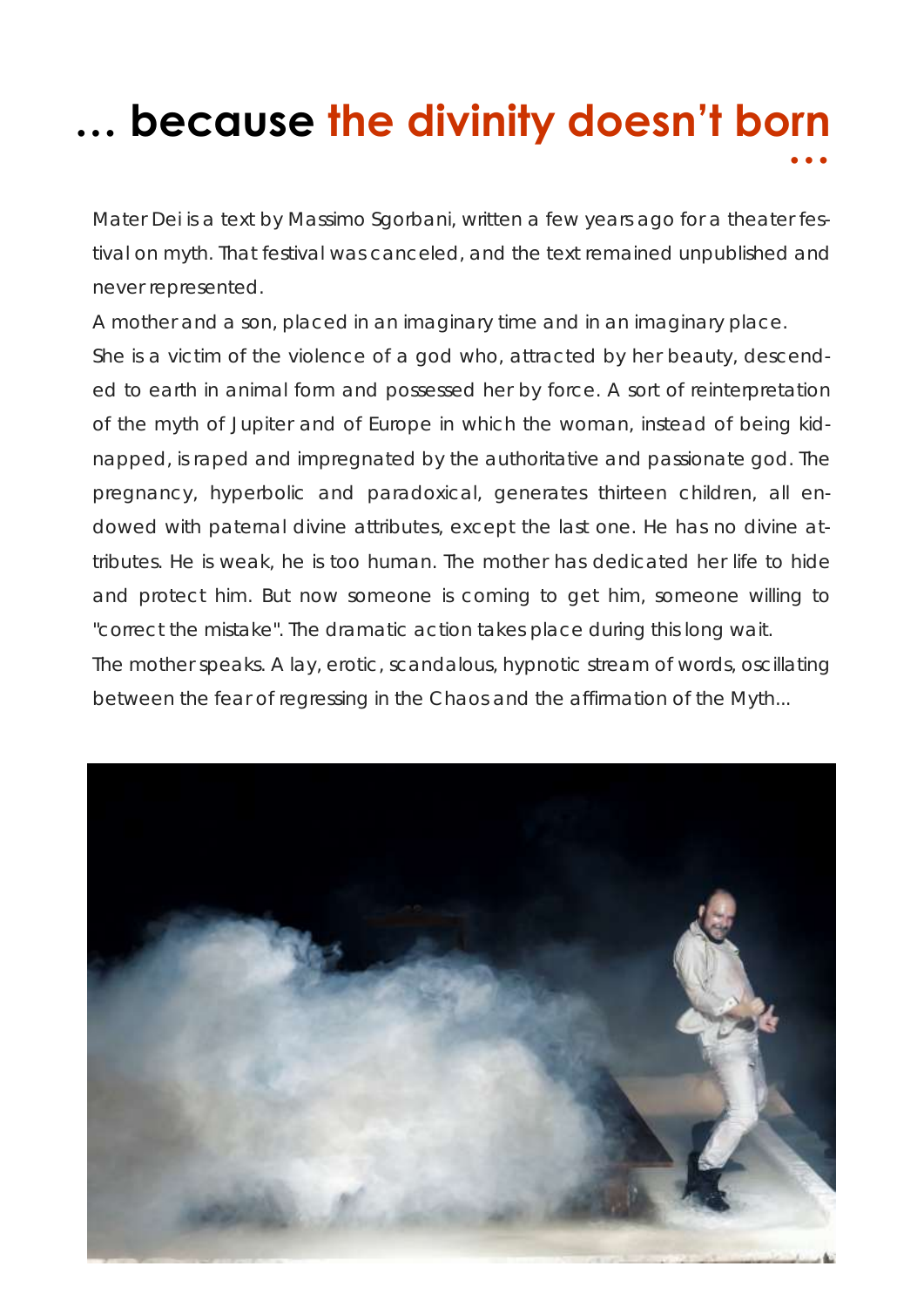# ... because the divinity doesn't born ...

Mater Dei is a text by Massimo Sgorbani, written a few years ago for a theater festival on myth. That festival was canceled, and the text remained unpublished and never represented.

A mother and a son, placed in an imaginary time and in an imaginary place.

She is a victim of the violence of a god who, attracted by her beauty, descended to earth in animal form and possessed her by force. A sort of reinterpretation of the myth of Jupiter and of Europe in which the woman, instead of being kidnapped, is raped and impregnated by the authoritative and passionate god. The pregnancy, hyperbolic and paradoxical, generates thirteen children, all endowed with paternal divine attributes, except the last one. He has no divine attributes. He is weak, he is too human. The mother has dedicated her life to hide and protect him. But now someone is coming to get him, someone willing to "correct the mistake". The dramatic action takes place during this long wait.

The mother speaks. A lay, erotic, scandalous, hypnotic stream of words, oscillating between the fear of regressing in the Chaos and the affirmation of the Myth...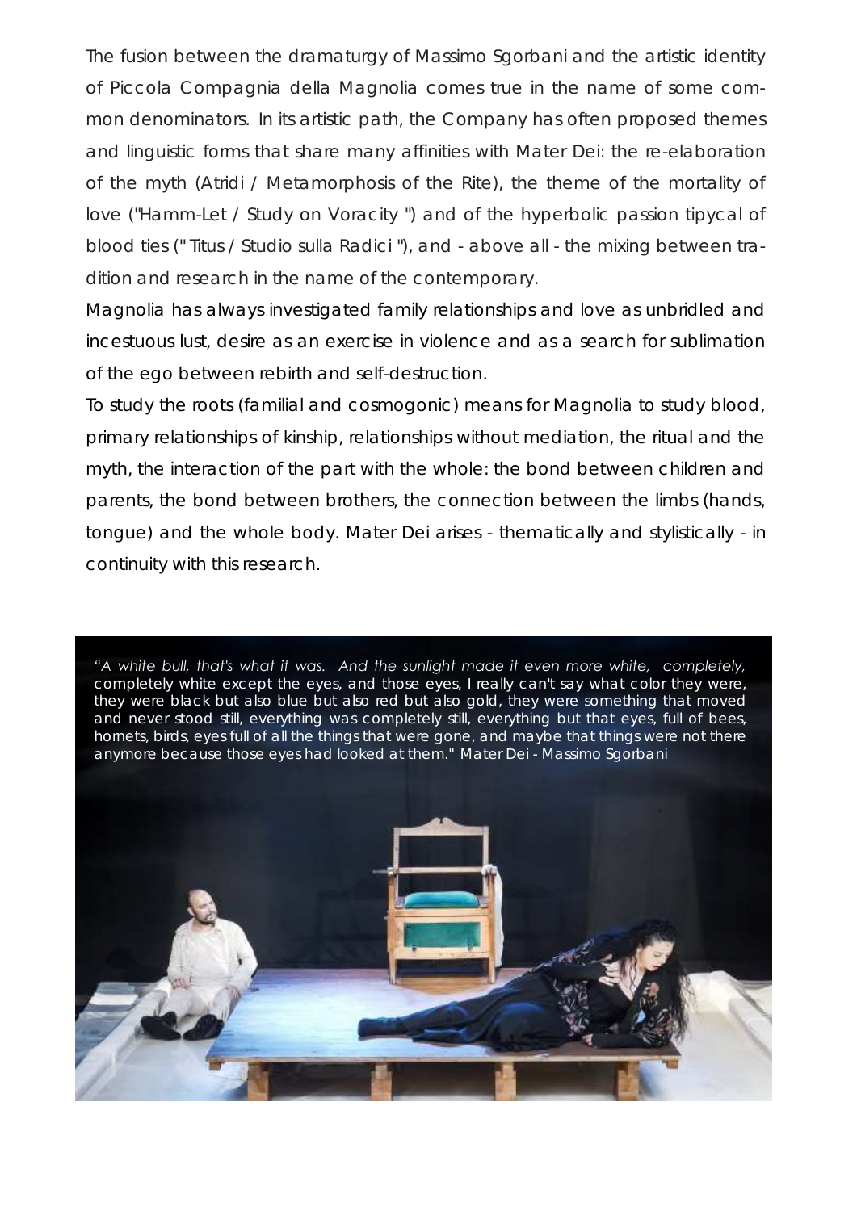The fusion between the dramaturgy of Massimo Sgorbani and the artistic identity of Piccola Compagnia della Magnolia comes true in the name of some common denominators. In its artistic path, the Company has often proposed themes and linguistic forms that share many affinities with Mater Dei: the re-elaboration of the myth (Atridi / Metamorphosis of the Rite), the theme of the mortality of love ("Hamm-Let / Study on Voracity ") and of the hyperbolic passion tipycal of blood ties (" Titus / Studio sulla Radici "), and - above all - the mixing between tradition and research in the name of the contemporary.

Magnolia has always investigated family relationships and love as unbridled and incestuous lust, desire as an exercise in violence and as a search for sublimation of the ego between rebirth and self-destruction.

To study the roots (familial and cosmogonic) means for Magnolia to study blood, primary relationships of kinship, relationships without mediation, the ritual and the myth, the interaction of the part with the whole: the bond between children and parents, the bond between brothers, the connection between the limbs (hands, tongue) and the whole body. Mater Dei arises - thematically and stylistically - in continuity with this research.

*"A white bull, that's what it was. And the sunlight made it even more white, completely,* completely white except the eyes, and those eyes, I really can't say what color they were, they were black but also blue but also red but also gold, they were something that moved and never stood still, everything was completely still, everything but that eyes, full of bees, hornets, birds, eyes full of all the things that were gone, and maybe that things were not there anymore because those eyes had looked at them." Mater Dei - Massimo Sgorbani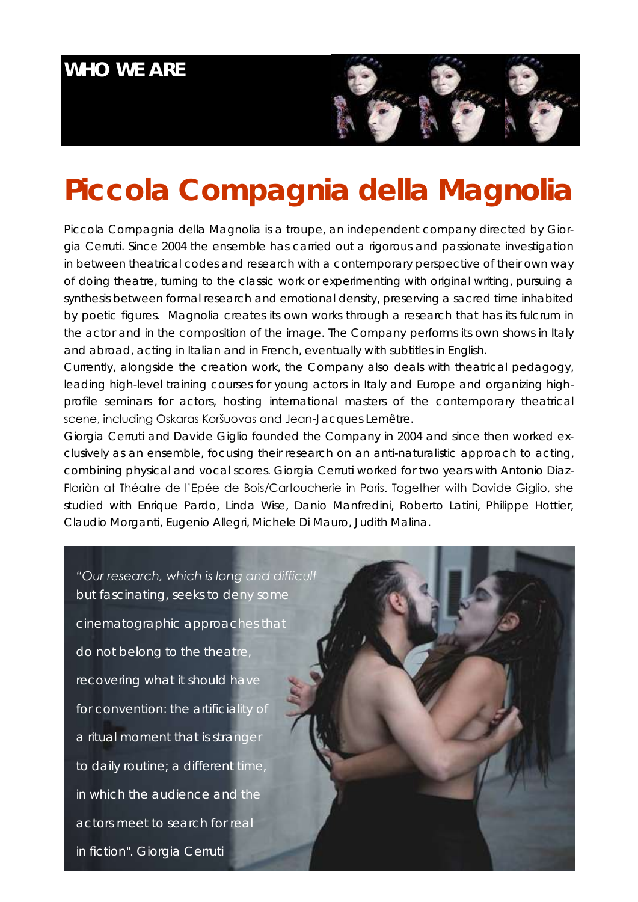## WHO WE ARE

# Piccola Compagnia della Magnolia

Piccola Compagnia della Magnolia is a troupe, an independent company directed by Giorgia Cerruti. Since 2004 the ensemble has carried out a rigorous and passionate investigation in between theatrical codes and research with a contemporary perspective of their own way of doing theatre, turning to the classic work or experimenting with original writing, pursuing a synthesis between formal research and emotional density, preserving a sacred time inhabited by poetic figures. Magnolia creates its own works through a research that has its fulcrum in the actor and in the composition of the image. The Company performs its own shows in Italy and abroad, acting in Italian and in French, eventually with subtitles in English.

Currently, alongside the creation work, the Company also deals with theatrical pedagogy, leading high-level training courses for young actors in Italy and Europe and organizing high-profile seminars for actors, hosting international masters of the contemporary theatrical scene, including Oskaras Koršuovas and Jean-Jacques Lemêtre.

Giorgia Cerruti and Davide Giglio founded the Company in 2004 and since then worked exclusively as an ensemble, focusing their research on an anti-naturalistic approach to acting, combining physical and vocal scores. Giorgia Cerruti worked for two years with Antonio Diaz-Floriàn at Théatre de l'Epée de Bois/Cartoucherie in Paris. Together with Davide Giglio, she studied with Enrique Pardo, Linda Wise, Danio Manfredini, Roberto Latini, Philippe Hottier, Claudio Morganti, Eugenio Allegri, Michele Di Mauro, Judith Malina.

*"Our research, which is long and difficult* but fascinating, seeks to deny some cinematographic approaches that do not belong to the theatre, recovering what it should have for convention: the artificiality of a ritual moment that is stranger to daily routine; a different time, in which the audience and the actors meet to search for real in fiction". Giorgia Cerruti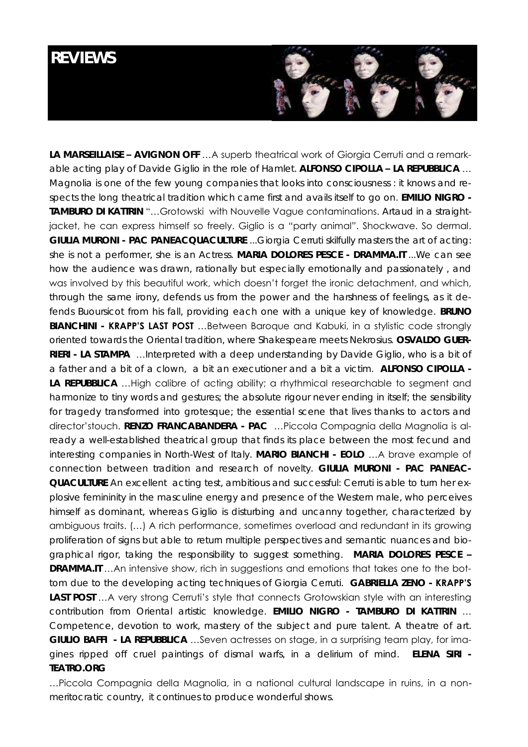# REVIEWS

**LA MARSEILLAISE – AVIGNON OFF** …A superb theatrical work of Giorgia Cerruti and a remarkable acting play of Davide Giglio in the role of Hamlet. **ALFONSO CIPOLLA – LA REPUBBLICA** …Magnolia is one of the few young companies that looks into consciousness : it knows and respects the long theatrical tradition which came first and avails itself to go on. **EMILIO NIGRO - TAMBURO DI KATTRIN** "…Grotowski with Nouvelle Vague contaminations. Artaud in a straightjacket, he can express himself so freely. Giglio is a "party animal". Shockwave. So dermal. **GIULIA MURONI - PAC PANEACQUACULTURE** ...Giorgia Cerruti skilfully masters the art of acting: she is not a performer, she is an Actress. **MARIA DOLORES PESCE - DRAMMA.IT** ...We can see how the audience was drawn, rationally but especially emotionally and passionately , and was involved by this beautiful work, which doesn't forget the ironic detachment, and which, through the same irony, defends us from the power and the harshness of feelings, as it defends Buoursicot from his fall, providing each one with a unique key of knowledge. **BRUNO BIANCHINI - KRAPP'S LAST POST** …Between Baroque and Kabuki, in a stylistic code strongly oriented towards the Oriental tradition, where Shakespeare meets Nekrosius. **OSVALDO GUERRIERI - LA STAMPA** …Interpreted with a deep understanding by Davide Giglio, who is a bit of a father and a bit of a clown, a bit an executioner and a bit a victim. **ALFONSO CIPOLLA - LA REPUBBLICA** …High calibre of acting ability; a rhythmical researchable to segment and harmonize to tiny words and gestures; the absolute rigour never ending in itself; the sensibility for tragedy transformed into grotesque; the essential scene that lives thanks to actors and director'stouch. **RENZO FRANCABANDERA - PAC** …Piccola Compagnia della Magnolia is already a well-established theatrical group that finds its place between the most fecund and interesting companies in North-West of Italy. **MARIO BIANCHI - EOLO** …A brave example of connection between tradition and research of novelty. **GIULIA MURONI - PAC PANEACQUACULTURE** An excellent acting test, ambitious and successful: Cerruti is able to turn her explosive femininity in the masculine energy and presence of the Western male, who perceives himself as dominant, whereas Giglio is disturbing and uncanny together, characterized by ambiguous traits. (…) A rich performance, sometimes overload and redundant in its growing proliferation of signs but able to return multiple perspectives and semantic nuances and biographical rigor, taking the responsibility to suggest something. **MARIA DOLORES PESCE – DRAMMA.IT** …An intensive show, rich in suggestions and emotions that takes one to the bottom due to the developing acting techniques of Giorgia Cerruti. **GABRIELLA ZENO - KRAPP'S LAST POST** …A very strong Cerruti's style that connects Grotowskian style with an interesting contribution from Oriental artistic knowledge. **EMILIO NIGRO - TAMBURO DI KATTRIN** …Competence, devotion to work, mastery of the subject and pure talent. A theatre of art. **GIULIO BAFFI - LA REPUBBLICA** …Seven actresses on stage, in a surprising team play, for imagines ripped off cruel paintings of dismal warfs, in a delirium of mind. **ELENA SIRI - TEATRO.ORG**

…Piccola Compagnia della Magnolia, in a national cultural landscape in ruins, in a non-meritocratic country, it continues to produce wonderful shows.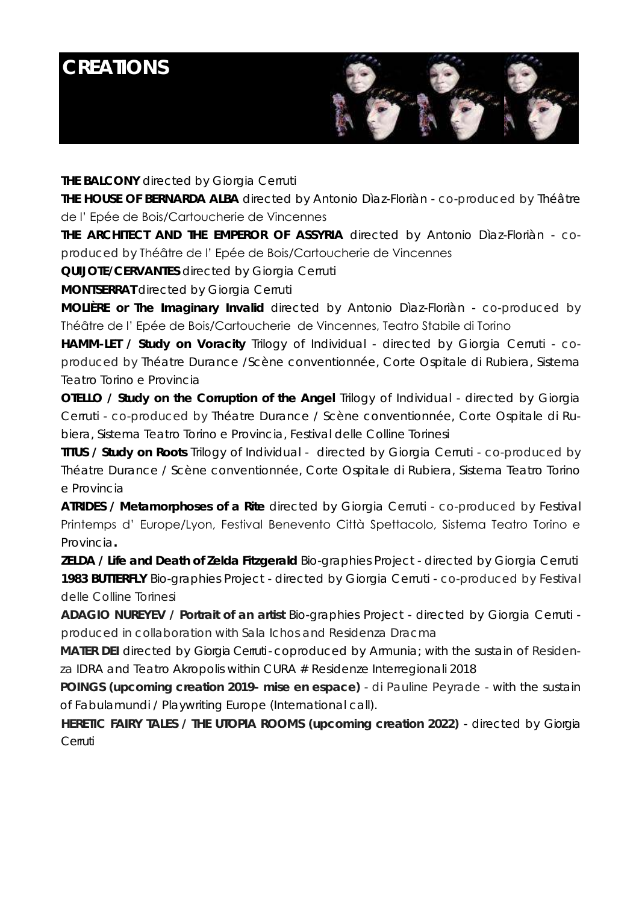# CREATIONS

**THE BALCONY** directed by Giorgia Cerruti

**THE HOUSE OF BERNARDA ALBA** directed by Antonio Dìaz-Florièn - co-produced by Théâtre de l' Epée de Bois/Cartoucherie de Vincennes

**THE ARCHITECT AND THE EMPEROR OF ASSYRIA** directed by Antonio Dìaz-Florièn - co-produced by Théâtre de l' Epée de Bois/Cartoucherie de Vincennes

**QUIJOTE/CERVANTES** directed by Giorgia Cerruti

**MONTSERRAT** directed by Giorgia Cerruti

**MOLIÈRE or The Imaginary Invalid** directed by Antonio Dìaz-Florièn - co-produced by Théâtre de l' Epée de Bois/Cartoucherie de Vincennes, Teatro Stabile di Torino

**HAMM-LET / Study on Voracity** Trilogy of Individual - directed by Giorgia Cerruti - co-produced by Théatre Durance /Scène conventionnée, Corte Ospitale di Rubiera, Sistema Teatro Torino e Provincia

**OTELLO / Study on the Corruption of the Angel** Trilogy of Individual - directed by Giorgia Cerruti - co-produced by Théatre Durance / Scène conventionnée, Corte Ospitale di Rubiera, Sistema Teatro Torino e Provincia, Festival delle Colline Torinesi

**TITUS / Study on Roots** Trilogy of Individual - directed by Giorgia Cerruti - co-produced by Théatre Durance / Scène conventionnée, Corte Ospitale di Rubiera, Sistema Teatro Torino e Provincia

**ATRIDES / Metamorphoses of a Rite** directed by Giorgia Cerruti - co-produced by Festival Printemps d' Europe/Lyon, Festival Benevento Città Spettacolo, Sistema Teatro Torino e Provincia**.**

**ZELDA / Life and Death of Zelda Fitzgerald** Bio-graphies Project - directed by Giorgia Cerruti

**1983 BUTTERFLY** Bio-graphies Project - directed by Giorgia Cerruti - co-produced by Festival delle Colline Torinesi

**ADAGIO NUREYEV / Portrait of an artist** Bio-graphies Project - directed by Giorgia Cerruti - produced in collaboration with Sala Ichos and Residenza Dracma

**MATER DEI** directed by Giorgia Cerruti - coproduced by Armunia; with the sustain of Residenza IDRA and Teatro Akropolis within CURA # Residenze Interregionali 2018

**POINGS (upcoming creation 2019- mise en espace)** - di Pauline Peyrade - with the sustain of Fabulamundi / Playwriting Europe (International call).

**HERETIC FAIRY TALES / THE UTOPIA ROOMS (upcoming creation 2022)** - directed by Giorgia Cerruti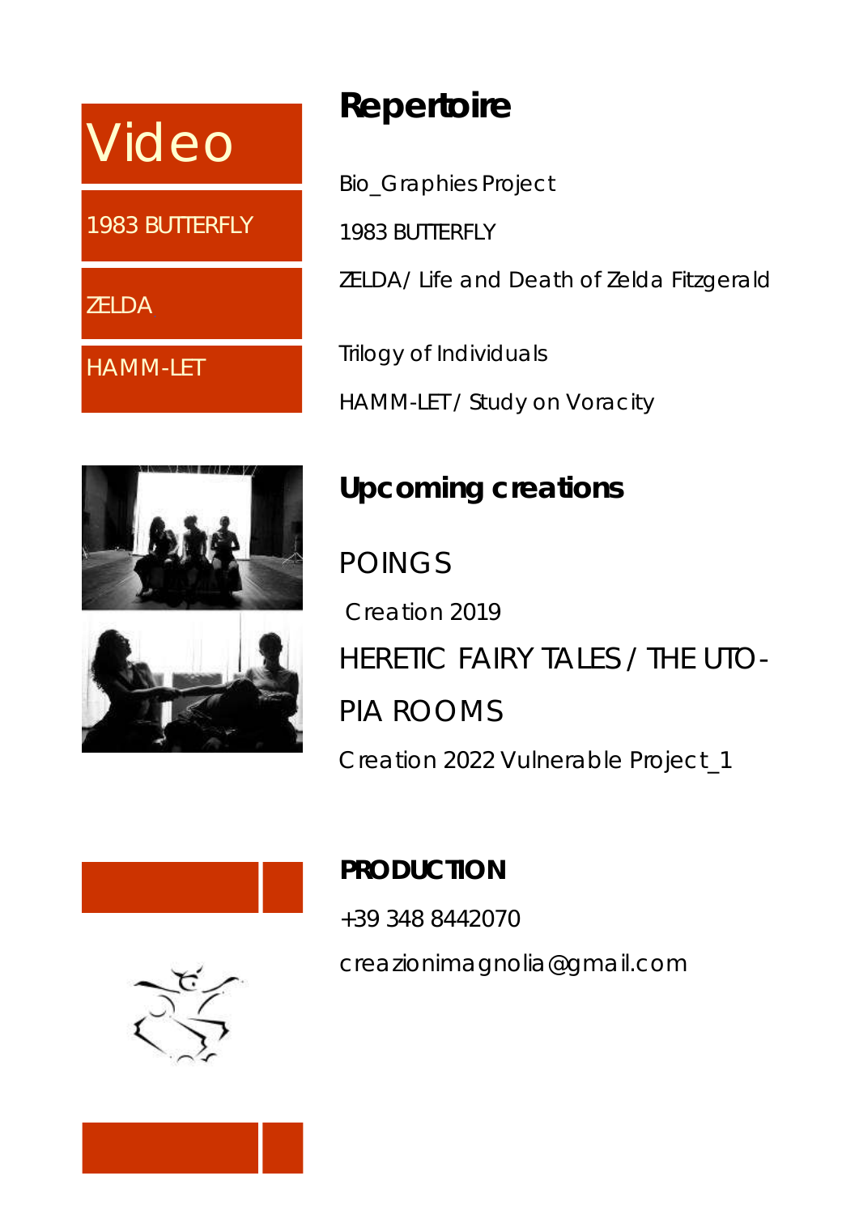# Video

1983 BUTTERFLY

ZELDA

HAMM-LET

## Repertoire

Bio_Graphies Project

1983 BUTTERFLY

ZELDA / Life and Death of Zelda Fitzgerald

Trilogy of Individuals

HAMM-LET / Study on Voracity

## Upcoming creations

POINGS

Creation 2019

HERETIC FAIRY TALES / THE UTOPIA ROOMS

Creation 2022 Vulnerable Project_1

**PRODUCTION**

+39 348 8442070

creazionimagnolia@gmail.com